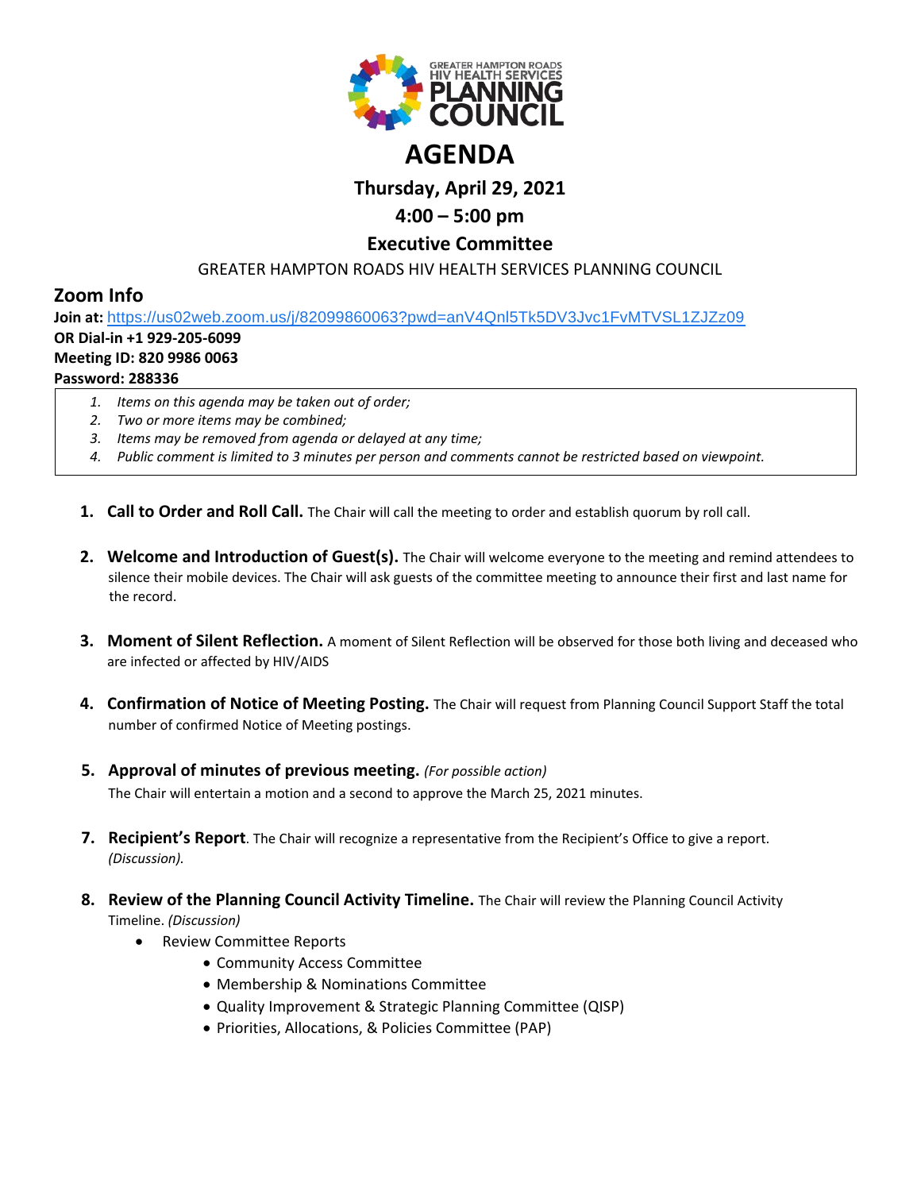GREATER HAMPTON ROADS HIV HEALTH SERVICES PLANNING COUNCIL

# AGENDA

### Thursday, April 29, 2021

### 4:00 – 5:00 pm

### Executive Committee

GREATER HAMPTON ROADS HIV HEALTH SERVICES PLANNING COUNCIL

## Zoom Info

**Join at:** https://us02web.zoom.us/j/82099860063?pwd=anV4Qnl5Tk5DV3Jvc1FvMTVSL1ZJZz09
**OR Dial-in +1 929-205-6099**
**Meeting ID: 820 9986 0063**
**Password: 288336**

1. *Items on this agenda may be taken out of order;*
2. *Two or more items may be combined;*
3. *Items may be removed from agenda or delayed at any time;*
4. *Public comment is limited to 3 minutes per person and comments cannot be restricted based on viewpoint.*

1. **Call to Order and Roll Call.** The Chair will call the meeting to order and establish quorum by roll call.

2. **Welcome and Introduction of Guest(s).** The Chair will welcome everyone to the meeting and remind attendees to silence their mobile devices. The Chair will ask guests of the committee meeting to announce their first and last name for the record.

3. **Moment of Silent Reflection.** A moment of Silent Reflection will be observed for those both living and deceased who are infected or affected by HIV/AIDS

4. **Confirmation of Notice of Meeting Posting.** The Chair will request from Planning Council Support Staff the total number of confirmed Notice of Meeting postings.

5. **Approval of minutes of previous meeting.** *(For possible action)*
   The Chair will entertain a motion and a second to approve the March 25, 2021 minutes.

7. **Recipient's Report**. The Chair will recognize a representative from the Recipient's Office to give a report. *(Discussion).*

8. **Review of the Planning Council Activity Timeline.** The Chair will review the Planning Council Activity Timeline. *(Discussion)*
   - Review Committee Reports
     - Community Access Committee
     - Membership & Nominations Committee
     - Quality Improvement & Strategic Planning Committee (QISP)
     - Priorities, Allocations, & Policies Committee (PAP)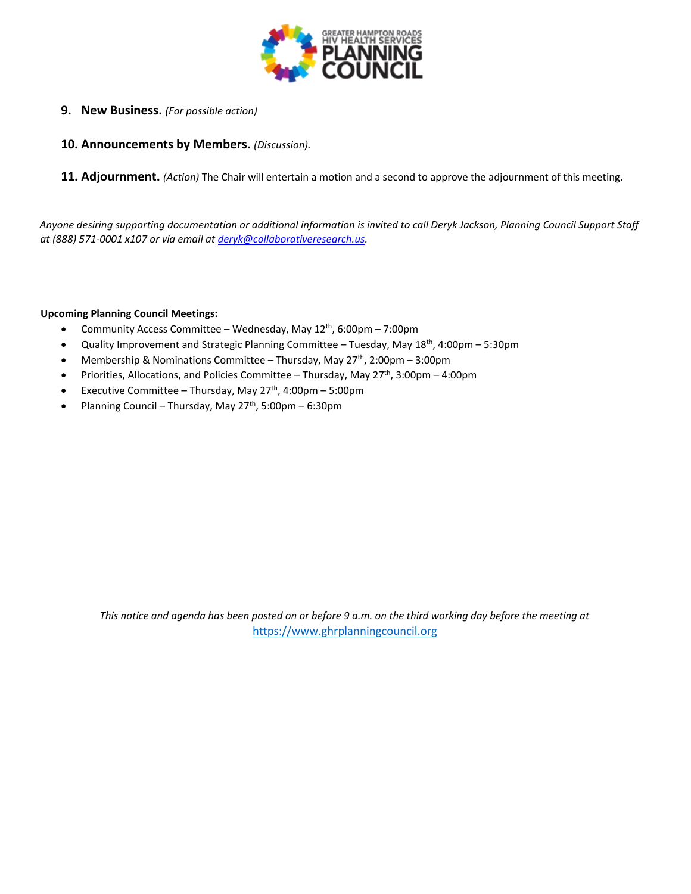9. **New Business.** *(For possible action)*

10. **Announcements by Members.** *(Discussion).*

11. **Adjournment.** *(Action)* The Chair will entertain a motion and a second to approve the adjournment of this meeting.

*Anyone desiring supporting documentation or additional information is invited to call Deryk Jackson, Planning Council Support Staff at (888) 571-0001 x107 or via email at [deryk@collaborativeresearch.us](mailto:deryk@collaborativeresearch.us).*

**Upcoming Planning Council Meetings:**

- Community Access Committee – Wednesday, May 12th, 6:00pm – 7:00pm
- Quality Improvement and Strategic Planning Committee – Tuesday, May 18th, 4:00pm – 5:30pm
- Membership & Nominations Committee – Thursday, May 27th, 2:00pm – 3:00pm
- Priorities, Allocations, and Policies Committee – Thursday, May 27th, 3:00pm – 4:00pm
- Executive Committee – Thursday, May 27th, 4:00pm – 5:00pm
- Planning Council – Thursday, May 27th, 5:00pm – 6:30pm

*This notice and agenda has been posted on or before 9 a.m. on the third working day before the meeting at* [https://www.ghrplanningcouncil.org](https://www.ghrplanningcouncil.org)